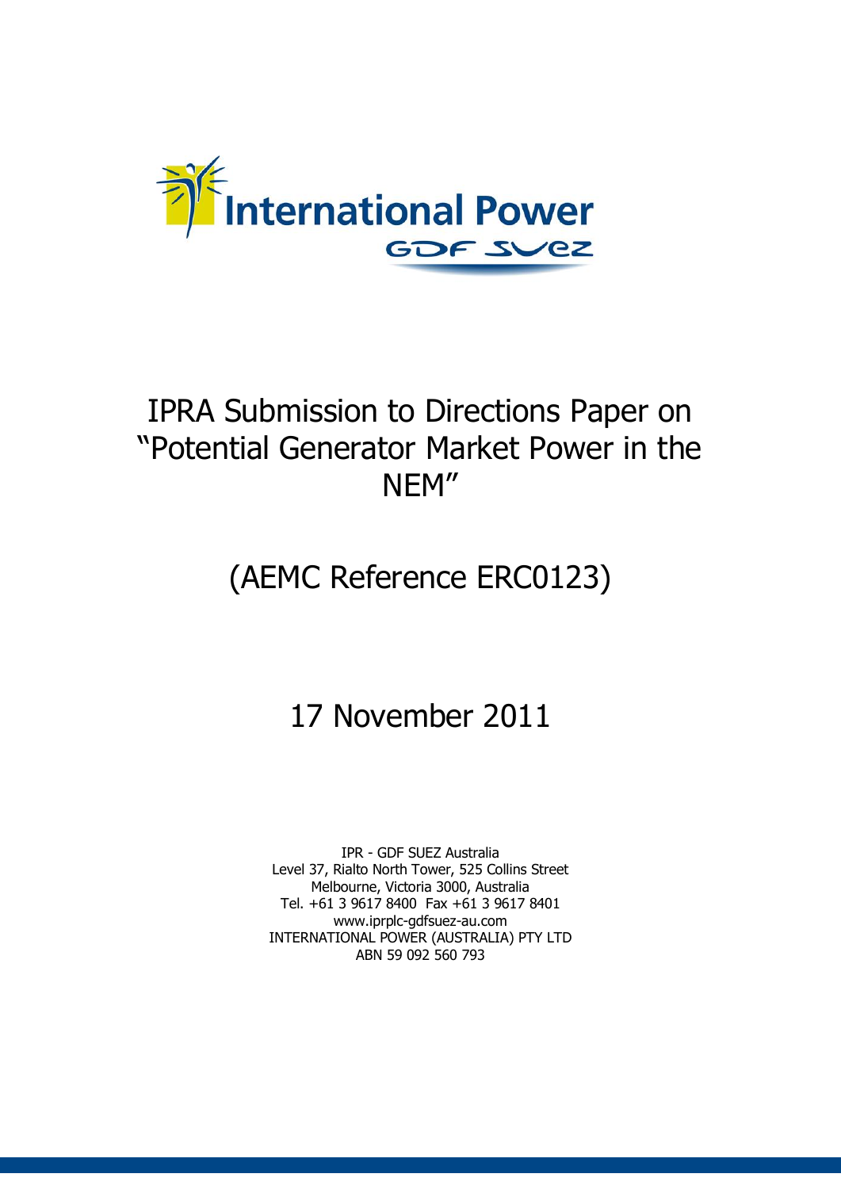International Power

GDF SUEZ

# IPRA Submission to Directions Paper on "Potential Generator Market Power in the NEM"

## (AEMC Reference ERC0123)

## 17 November 2011

IPR - GDF SUEZ Australia
Level 37, Rialto North Tower, 525 Collins Street
Melbourne, Victoria 3000, Australia
Tel. +61 3 9617 8400 Fax +61 3 9617 8401
www.iprplc-gdfsuez-au.com
INTERNATIONAL POWER (AUSTRALIA) PTY LTD
ABN 59 092 560 793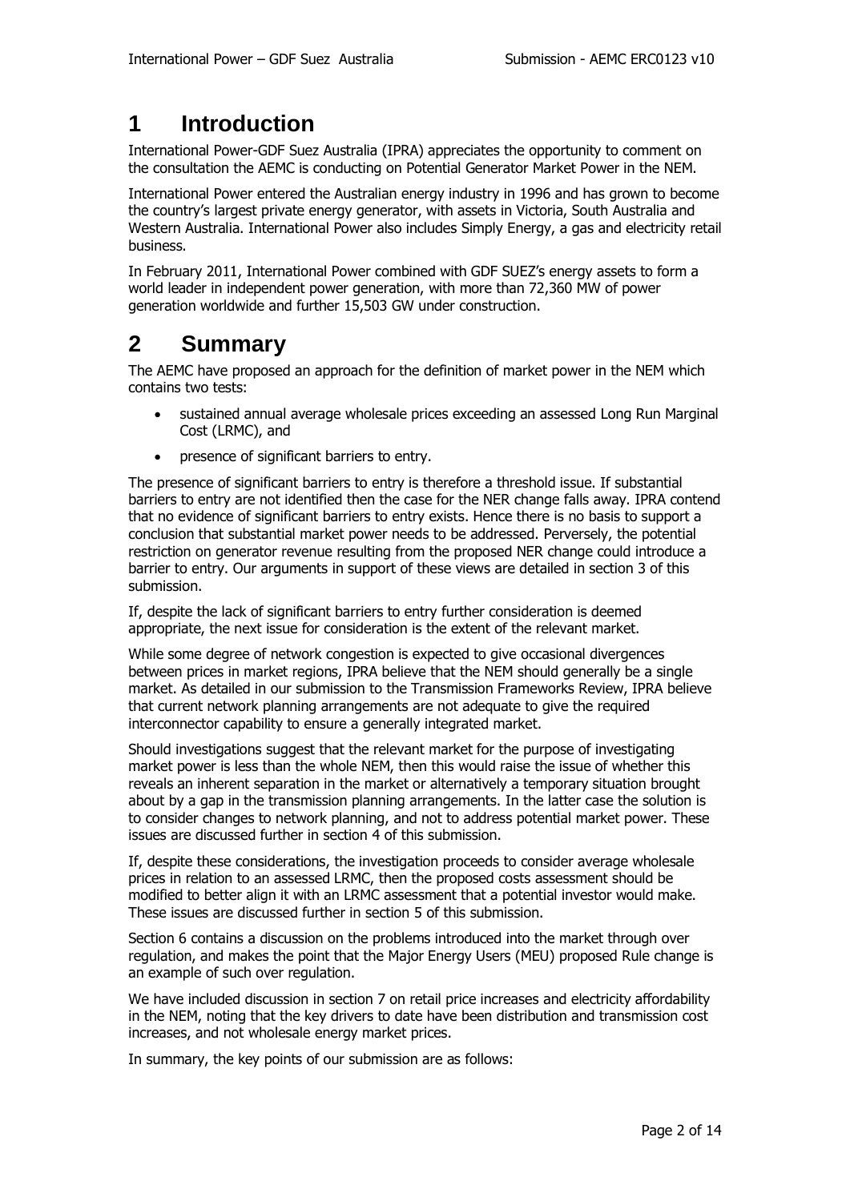# 1 Introduction

International Power-GDF Suez Australia (IPRA) appreciates the opportunity to comment on the consultation the AEMC is conducting on Potential Generator Market Power in the NEM.

International Power entered the Australian energy industry in 1996 and has grown to become the country's largest private energy generator, with assets in Victoria, South Australia and Western Australia. International Power also includes Simply Energy, a gas and electricity retail business.

In February 2011, International Power combined with GDF SUEZ's energy assets to form a world leader in independent power generation, with more than 72,360 MW of power generation worldwide and further 15,503 GW under construction.

# 2 Summary

The AEMC have proposed an approach for the definition of market power in the NEM which contains two tests:

- sustained annual average wholesale prices exceeding an assessed Long Run Marginal Cost (LRMC), and
- presence of significant barriers to entry.

The presence of significant barriers to entry is therefore a threshold issue. If substantial barriers to entry are not identified then the case for the NER change falls away. IPRA contend that no evidence of significant barriers to entry exists. Hence there is no basis to support a conclusion that substantial market power needs to be addressed. Perversely, the potential restriction on generator revenue resulting from the proposed NER change could introduce a barrier to entry. Our arguments in support of these views are detailed in section 3 of this submission.

If, despite the lack of significant barriers to entry further consideration is deemed appropriate, the next issue for consideration is the extent of the relevant market.

While some degree of network congestion is expected to give occasional divergences between prices in market regions, IPRA believe that the NEM should generally be a single market. As detailed in our submission to the Transmission Frameworks Review, IPRA believe that current network planning arrangements are not adequate to give the required interconnector capability to ensure a generally integrated market.

Should investigations suggest that the relevant market for the purpose of investigating market power is less than the whole NEM, then this would raise the issue of whether this reveals an inherent separation in the market or alternatively a temporary situation brought about by a gap in the transmission planning arrangements. In the latter case the solution is to consider changes to network planning, and not to address potential market power. These issues are discussed further in section 4 of this submission.

If, despite these considerations, the investigation proceeds to consider average wholesale prices in relation to an assessed LRMC, then the proposed costs assessment should be modified to better align it with an LRMC assessment that a potential investor would make. These issues are discussed further in section 5 of this submission.

Section 6 contains a discussion on the problems introduced into the market through over regulation, and makes the point that the Major Energy Users (MEU) proposed Rule change is an example of such over regulation.

We have included discussion in section 7 on retail price increases and electricity affordability in the NEM, noting that the key drivers to date have been distribution and transmission cost increases, and not wholesale energy market prices.

In summary, the key points of our submission are as follows: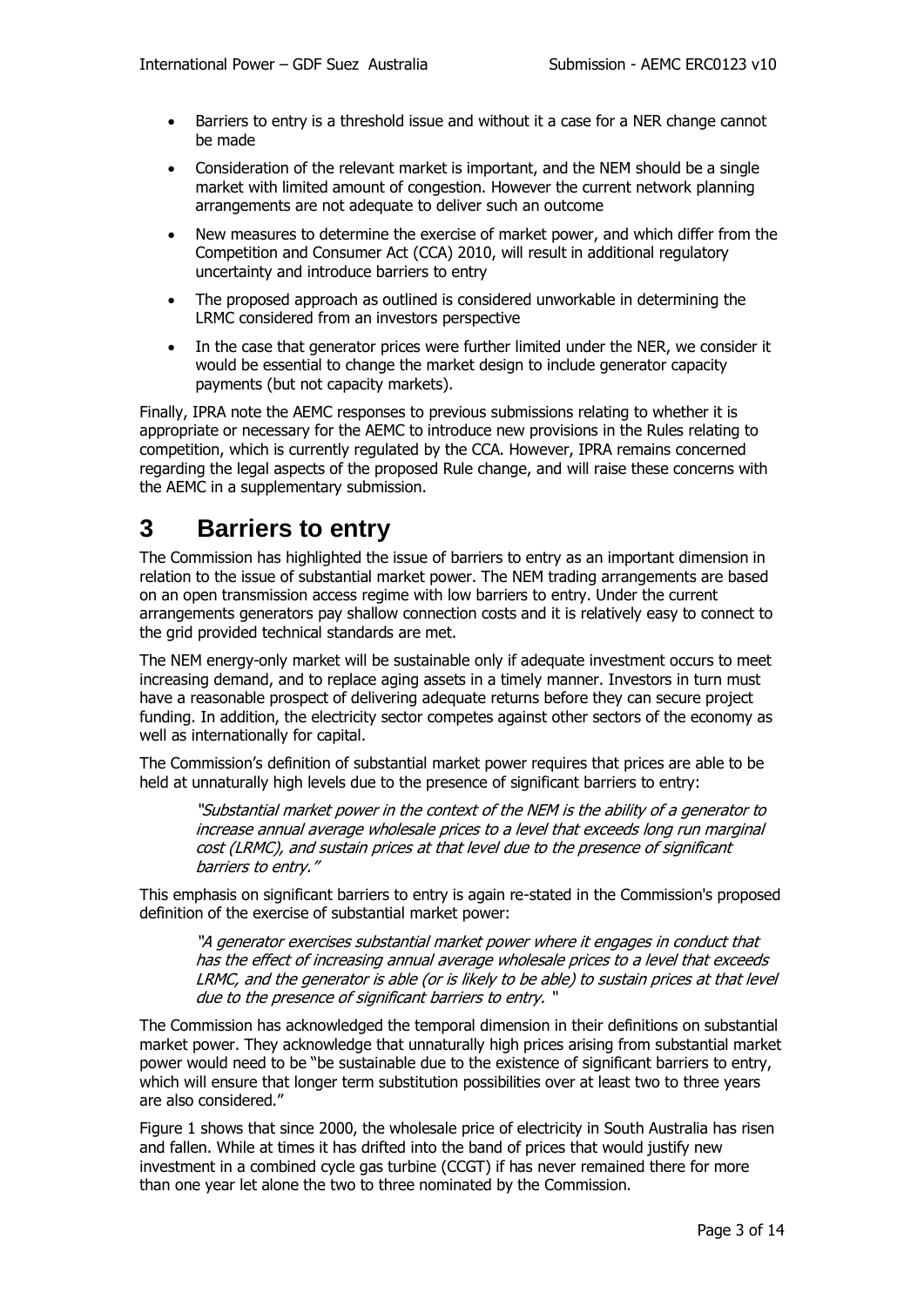- Barriers to entry is a threshold issue and without it a case for a NER change cannot be made
- Consideration of the relevant market is important, and the NEM should be a single market with limited amount of congestion. However the current network planning arrangements are not adequate to deliver such an outcome
- New measures to determine the exercise of market power, and which differ from the Competition and Consumer Act (CCA) 2010, will result in additional regulatory uncertainty and introduce barriers to entry
- The proposed approach as outlined is considered unworkable in determining the LRMC considered from an investors perspective
- In the case that generator prices were further limited under the NER, we consider it would be essential to change the market design to include generator capacity payments (but not capacity markets).

Finally, IPRA note the AEMC responses to previous submissions relating to whether it is appropriate or necessary for the AEMC to introduce new provisions in the Rules relating to competition, which is currently regulated by the CCA. However, IPRA remains concerned regarding the legal aspects of the proposed Rule change, and will raise these concerns with the AEMC in a supplementary submission.

# 3 Barriers to entry

The Commission has highlighted the issue of barriers to entry as an important dimension in relation to the issue of substantial market power. The NEM trading arrangements are based on an open transmission access regime with low barriers to entry. Under the current arrangements generators pay shallow connection costs and it is relatively easy to connect to the grid provided technical standards are met.

The NEM energy-only market will be sustainable only if adequate investment occurs to meet increasing demand, and to replace aging assets in a timely manner. Investors in turn must have a reasonable prospect of delivering adequate returns before they can secure project funding. In addition, the electricity sector competes against other sectors of the economy as well as internationally for capital.

The Commission's definition of substantial market power requires that prices are able to be held at unnaturally high levels due to the presence of significant barriers to entry:

> *"Substantial market power in the context of the NEM is the ability of a generator to increase annual average wholesale prices to a level that exceeds long run marginal cost (LRMC), and sustain prices at that level due to the presence of significant barriers to entry."*

This emphasis on significant barriers to entry is again re-stated in the Commission's proposed definition of the exercise of substantial market power:

> *"A generator exercises substantial market power where it engages in conduct that has the effect of increasing annual average wholesale prices to a level that exceeds LRMC, and the generator is able (or is likely to be able) to sustain prices at that level due to the presence of significant barriers to entry. "*

The Commission has acknowledged the temporal dimension in their definitions on substantial market power. They acknowledge that unnaturally high prices arising from substantial market power would need to be "be sustainable due to the existence of significant barriers to entry, which will ensure that longer term substitution possibilities over at least two to three years are also considered."

Figure 1 shows that since 2000, the wholesale price of electricity in South Australia has risen and fallen. While at times it has drifted into the band of prices that would justify new investment in a combined cycle gas turbine (CCGT) if has never remained there for more than one year let alone the two to three nominated by the Commission.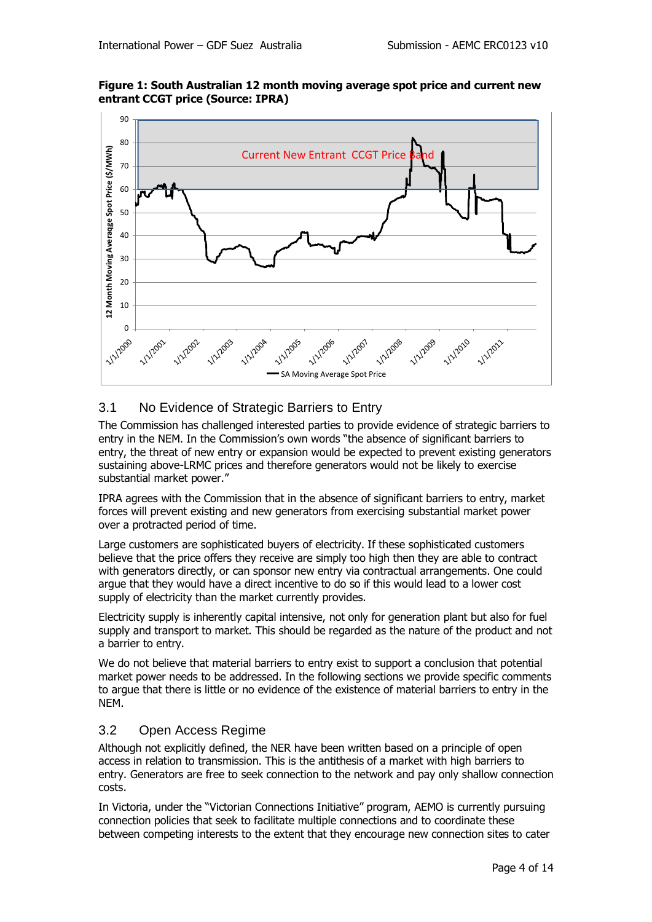**Figure 1: South Australian 12 month moving average spot price and current new entrant CCGT price (Source: IPRA)**

## 3.1 No Evidence of Strategic Barriers to Entry

The Commission has challenged interested parties to provide evidence of strategic barriers to entry in the NEM. In the Commission's own words "the absence of significant barriers to entry, the threat of new entry or expansion would be expected to prevent existing generators sustaining above-LRMC prices and therefore generators would not be likely to exercise substantial market power."

IPRA agrees with the Commission that in the absence of significant barriers to entry, market forces will prevent existing and new generators from exercising substantial market power over a protracted period of time.

Large customers are sophisticated buyers of electricity. If these sophisticated customers believe that the price offers they receive are simply too high then they are able to contract with generators directly, or can sponsor new entry via contractual arrangements. One could argue that they would have a direct incentive to do so if this would lead to a lower cost supply of electricity than the market currently provides.

Electricity supply is inherently capital intensive, not only for generation plant but also for fuel supply and transport to market. This should be regarded as the nature of the product and not a barrier to entry.

We do not believe that material barriers to entry exist to support a conclusion that potential market power needs to be addressed. In the following sections we provide specific comments to argue that there is little or no evidence of the existence of material barriers to entry in the NEM.

## 3.2 Open Access Regime

Although not explicitly defined, the NER have been written based on a principle of open access in relation to transmission. This is the antithesis of a market with high barriers to entry. Generators are free to seek connection to the network and pay only shallow connection costs.

In Victoria, under the "Victorian Connections Initiative" program, AEMO is currently pursuing connection policies that seek to facilitate multiple connections and to coordinate these between competing interests to the extent that they encourage new connection sites to cater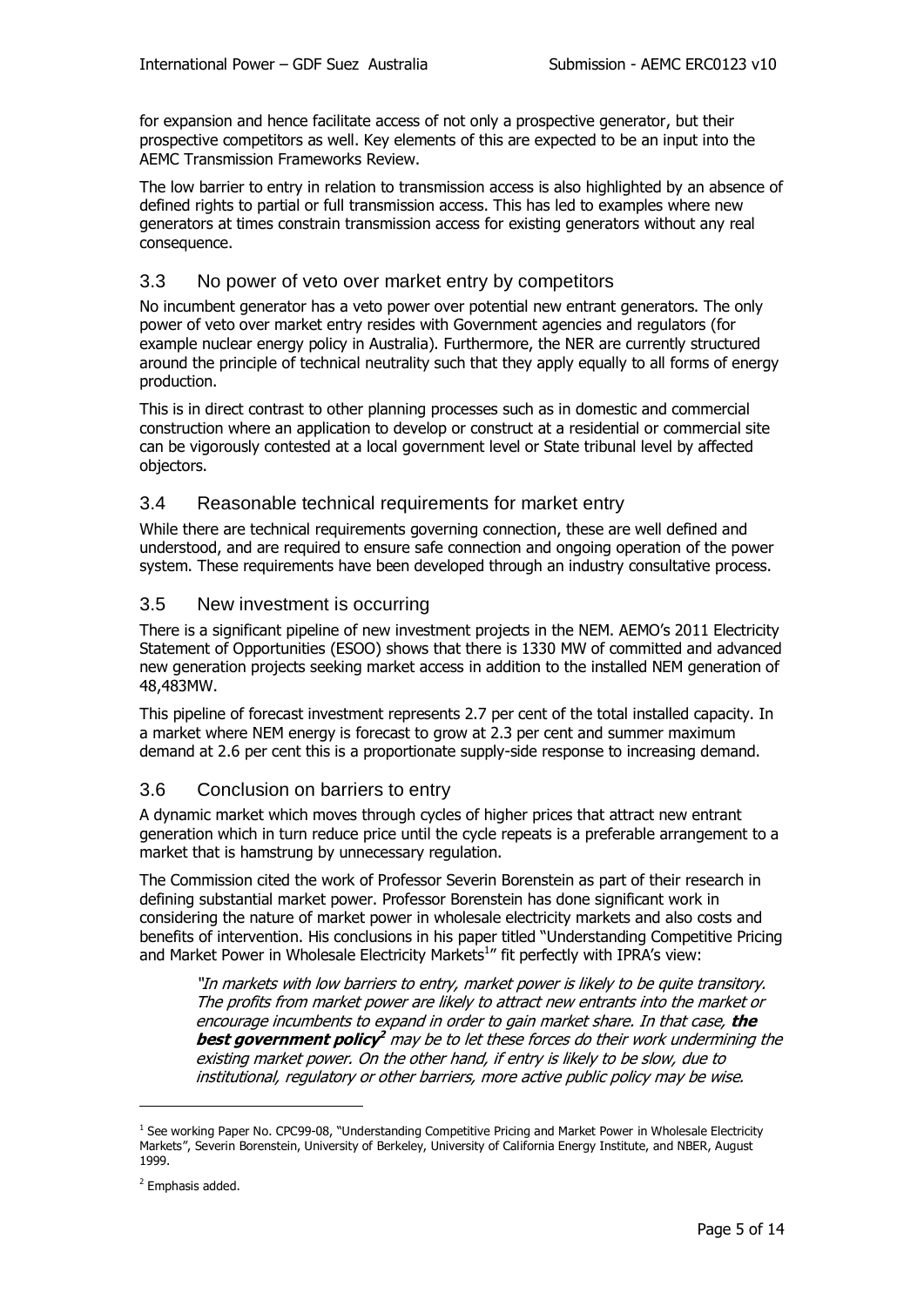for expansion and hence facilitate access of not only a prospective generator, but their prospective competitors as well. Key elements of this are expected to be an input into the AEMC Transmission Frameworks Review.

The low barrier to entry in relation to transmission access is also highlighted by an absence of defined rights to partial or full transmission access. This has led to examples where new generators at times constrain transmission access for existing generators without any real consequence.

## 3.3 No power of veto over market entry by competitors

No incumbent generator has a veto power over potential new entrant generators. The only power of veto over market entry resides with Government agencies and regulators (for example nuclear energy policy in Australia). Furthermore, the NER are currently structured around the principle of technical neutrality such that they apply equally to all forms of energy production.

This is in direct contrast to other planning processes such as in domestic and commercial construction where an application to develop or construct at a residential or commercial site can be vigorously contested at a local government level or State tribunal level by affected objectors.

## 3.4 Reasonable technical requirements for market entry

While there are technical requirements governing connection, these are well defined and understood, and are required to ensure safe connection and ongoing operation of the power system. These requirements have been developed through an industry consultative process.

## 3.5 New investment is occurring

There is a significant pipeline of new investment projects in the NEM. AEMO's 2011 Electricity Statement of Opportunities (ESOO) shows that there is 1330 MW of committed and advanced new generation projects seeking market access in addition to the installed NEM generation of 48,483MW.

This pipeline of forecast investment represents 2.7 per cent of the total installed capacity. In a market where NEM energy is forecast to grow at 2.3 per cent and summer maximum demand at 2.6 per cent this is a proportionate supply-side response to increasing demand.

## 3.6 Conclusion on barriers to entry

A dynamic market which moves through cycles of higher prices that attract new entrant generation which in turn reduce price until the cycle repeats is a preferable arrangement to a market that is hamstrung by unnecessary regulation.

The Commission cited the work of Professor Severin Borenstein as part of their research in defining substantial market power. Professor Borenstein has done significant work in considering the nature of market power in wholesale electricity markets and also costs and benefits of intervention. His conclusions in his paper titled "Understanding Competitive Pricing and Market Power in Wholesale Electricity Markets[1]" fit perfectly with IPRA's view:

> *"In markets with low barriers to entry, market power is likely to be quite transitory. The profits from market power are likely to attract new entrants into the market or encourage incumbents to expand in order to gain market share. In that case,* ***the best government policy***[2] *may be to let these forces do their work undermining the existing market power. On the other hand, if entry is likely to be slow, due to institutional, regulatory or other barriers, more active public policy may be wise.*

---

[1] See working Paper No. CPC99-08, "Understanding Competitive Pricing and Market Power in Wholesale Electricity Markets", Severin Borenstein, University of Berkeley, University of California Energy Institute, and NBER, August 1999.

[2] Emphasis added.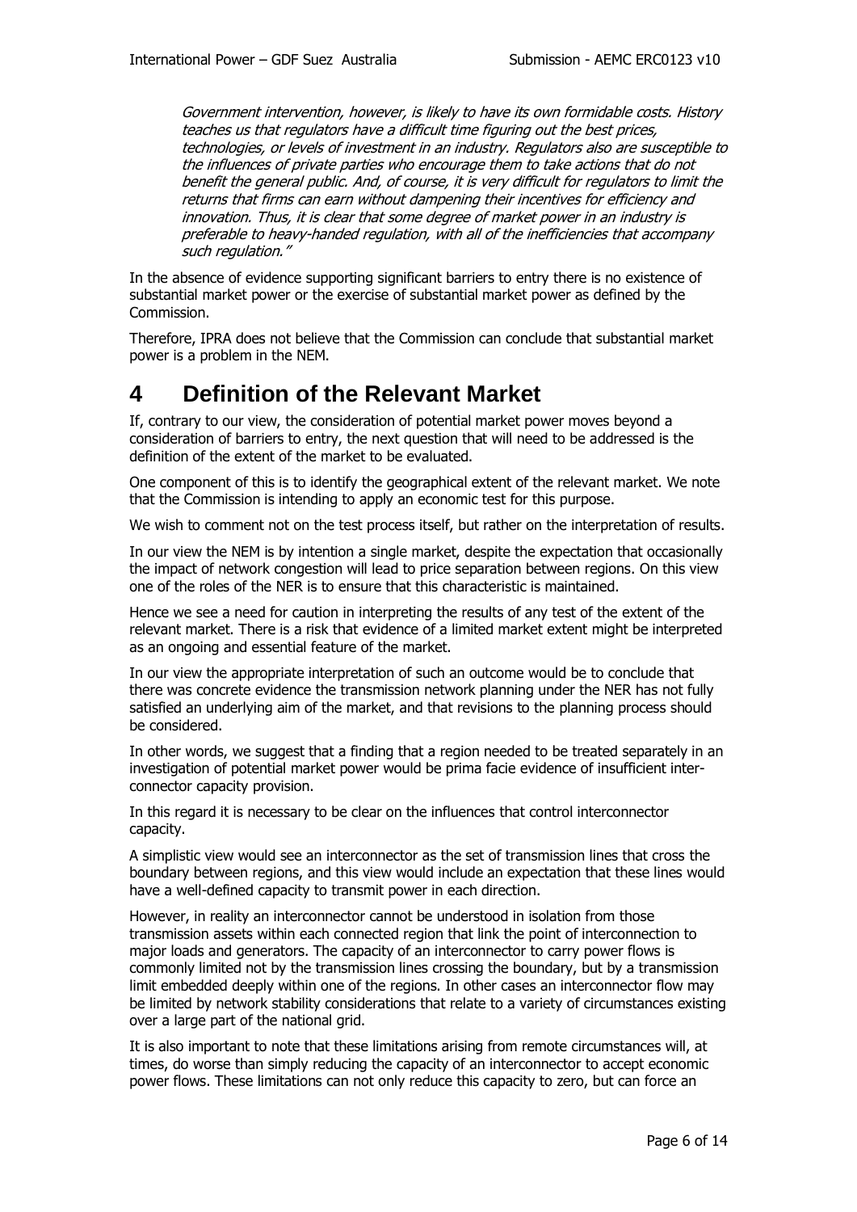*Government intervention, however, is likely to have its own formidable costs. History teaches us that regulators have a difficult time figuring out the best prices, technologies, or levels of investment in an industry. Regulators also are susceptible to the influences of private parties who encourage them to take actions that do not benefit the general public. And, of course, it is very difficult for regulators to limit the returns that firms can earn without dampening their incentives for efficiency and innovation. Thus, it is clear that some degree of market power in an industry is preferable to heavy-handed regulation, with all of the inefficiencies that accompany such regulation."*

In the absence of evidence supporting significant barriers to entry there is no existence of substantial market power or the exercise of substantial market power as defined by the Commission.

Therefore, IPRA does not believe that the Commission can conclude that substantial market power is a problem in the NEM.

# 4 Definition of the Relevant Market

If, contrary to our view, the consideration of potential market power moves beyond a consideration of barriers to entry, the next question that will need to be addressed is the definition of the extent of the market to be evaluated.

One component of this is to identify the geographical extent of the relevant market. We note that the Commission is intending to apply an economic test for this purpose.

We wish to comment not on the test process itself, but rather on the interpretation of results.

In our view the NEM is by intention a single market, despite the expectation that occasionally the impact of network congestion will lead to price separation between regions. On this view one of the roles of the NER is to ensure that this characteristic is maintained.

Hence we see a need for caution in interpreting the results of any test of the extent of the relevant market. There is a risk that evidence of a limited market extent might be interpreted as an ongoing and essential feature of the market.

In our view the appropriate interpretation of such an outcome would be to conclude that there was concrete evidence the transmission network planning under the NER has not fully satisfied an underlying aim of the market, and that revisions to the planning process should be considered.

In other words, we suggest that a finding that a region needed to be treated separately in an investigation of potential market power would be prima facie evidence of insufficient inter-connector capacity provision.

In this regard it is necessary to be clear on the influences that control interconnector capacity.

A simplistic view would see an interconnector as the set of transmission lines that cross the boundary between regions, and this view would include an expectation that these lines would have a well-defined capacity to transmit power in each direction.

However, in reality an interconnector cannot be understood in isolation from those transmission assets within each connected region that link the point of interconnection to major loads and generators. The capacity of an interconnector to carry power flows is commonly limited not by the transmission lines crossing the boundary, but by a transmission limit embedded deeply within one of the regions. In other cases an interconnector flow may be limited by network stability considerations that relate to a variety of circumstances existing over a large part of the national grid.

It is also important to note that these limitations arising from remote circumstances will, at times, do worse than simply reducing the capacity of an interconnector to accept economic power flows. These limitations can not only reduce this capacity to zero, but can force an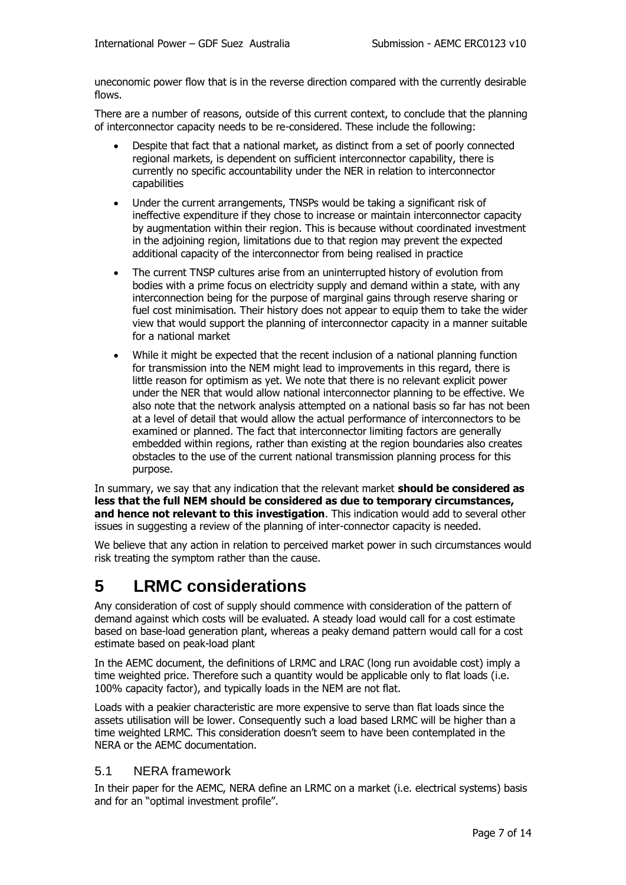uneconomic power flow that is in the reverse direction compared with the currently desirable flows.

There are a number of reasons, outside of this current context, to conclude that the planning of interconnector capacity needs to be re-considered. These include the following:

- Despite that fact that a national market, as distinct from a set of poorly connected regional markets, is dependent on sufficient interconnector capability, there is currently no specific accountability under the NER in relation to interconnector capabilities
- Under the current arrangements, TNSPs would be taking a significant risk of ineffective expenditure if they chose to increase or maintain interconnector capacity by augmentation within their region. This is because without coordinated investment in the adjoining region, limitations due to that region may prevent the expected additional capacity of the interconnector from being realised in practice
- The current TNSP cultures arise from an uninterrupted history of evolution from bodies with a prime focus on electricity supply and demand within a state, with any interconnection being for the purpose of marginal gains through reserve sharing or fuel cost minimisation. Their history does not appear to equip them to take the wider view that would support the planning of interconnector capacity in a manner suitable for a national market
- While it might be expected that the recent inclusion of a national planning function for transmission into the NEM might lead to improvements in this regard, there is little reason for optimism as yet. We note that there is no relevant explicit power under the NER that would allow national interconnector planning to be effective. We also note that the network analysis attempted on a national basis so far has not been at a level of detail that would allow the actual performance of interconnectors to be examined or planned. The fact that interconnector limiting factors are generally embedded within regions, rather than existing at the region boundaries also creates obstacles to the use of the current national transmission planning process for this purpose.

In summary, we say that any indication that the relevant market **should be considered as less that the full NEM should be considered as due to temporary circumstances, and hence not relevant to this investigation**. This indication would add to several other issues in suggesting a review of the planning of inter-connector capacity is needed.

We believe that any action in relation to perceived market power in such circumstances would risk treating the symptom rather than the cause.

# 5 LRMC considerations

Any consideration of cost of supply should commence with consideration of the pattern of demand against which costs will be evaluated. A steady load would call for a cost estimate based on base-load generation plant, whereas a peaky demand pattern would call for a cost estimate based on peak-load plant

In the AEMC document, the definitions of LRMC and LRAC (long run avoidable cost) imply a time weighted price. Therefore such a quantity would be applicable only to flat loads (i.e. 100% capacity factor), and typically loads in the NEM are not flat.

Loads with a peakier characteristic are more expensive to serve than flat loads since the assets utilisation will be lower. Consequently such a load based LRMC will be higher than a time weighted LRMC. This consideration doesn't seem to have been contemplated in the NERA or the AEMC documentation.

## 5.1 NERA framework

In their paper for the AEMC, NERA define an LRMC on a market (i.e. electrical systems) basis and for an "optimal investment profile".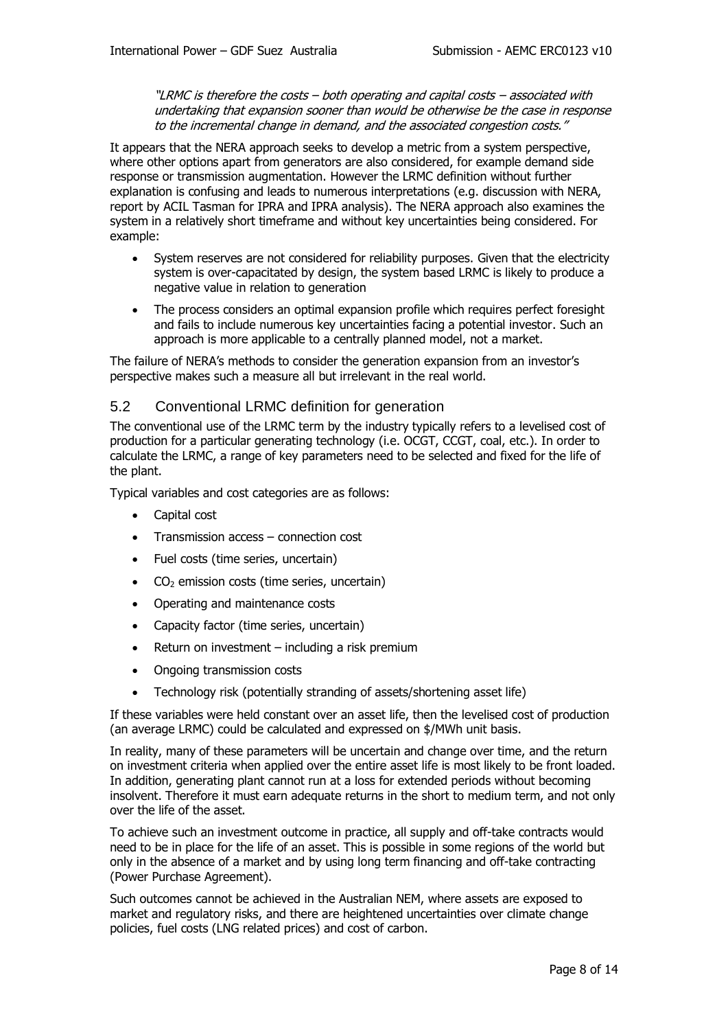*"LRMC is therefore the costs – both operating and capital costs – associated with undertaking that expansion sooner than would be otherwise be the case in response to the incremental change in demand, and the associated congestion costs."*

It appears that the NERA approach seeks to develop a metric from a system perspective, where other options apart from generators are also considered, for example demand side response or transmission augmentation. However the LRMC definition without further explanation is confusing and leads to numerous interpretations (e.g. discussion with NERA, report by ACIL Tasman for IPRA and IPRA analysis). The NERA approach also examines the system in a relatively short timeframe and without key uncertainties being considered. For example:

- System reserves are not considered for reliability purposes. Given that the electricity system is over-capacitated by design, the system based LRMC is likely to produce a negative value in relation to generation
- The process considers an optimal expansion profile which requires perfect foresight and fails to include numerous key uncertainties facing a potential investor. Such an approach is more applicable to a centrally planned model, not a market.

The failure of NERA's methods to consider the generation expansion from an investor's perspective makes such a measure all but irrelevant in the real world.

## 5.2 Conventional LRMC definition for generation

The conventional use of the LRMC term by the industry typically refers to a levelised cost of production for a particular generating technology (i.e. OCGT, CCGT, coal, etc.). In order to calculate the LRMC, a range of key parameters need to be selected and fixed for the life of the plant.

Typical variables and cost categories are as follows:

- Capital cost
- Transmission access – connection cost
- Fuel costs (time series, uncertain)
- $CO_2$ emission costs (time series, uncertain)
- Operating and maintenance costs
- Capacity factor (time series, uncertain)
- Return on investment – including a risk premium
- Ongoing transmission costs
- Technology risk (potentially stranding of assets/shortening asset life)

If these variables were held constant over an asset life, then the levelised cost of production (an average LRMC) could be calculated and expressed on $/MWh unit basis.

In reality, many of these parameters will be uncertain and change over time, and the return on investment criteria when applied over the entire asset life is most likely to be front loaded. In addition, generating plant cannot run at a loss for extended periods without becoming insolvent. Therefore it must earn adequate returns in the short to medium term, and not only over the life of the asset.

To achieve such an investment outcome in practice, all supply and off-take contracts would need to be in place for the life of an asset. This is possible in some regions of the world but only in the absence of a market and by using long term financing and off-take contracting (Power Purchase Agreement).

Such outcomes cannot be achieved in the Australian NEM, where assets are exposed to market and regulatory risks, and there are heightened uncertainties over climate change policies, fuel costs (LNG related prices) and cost of carbon.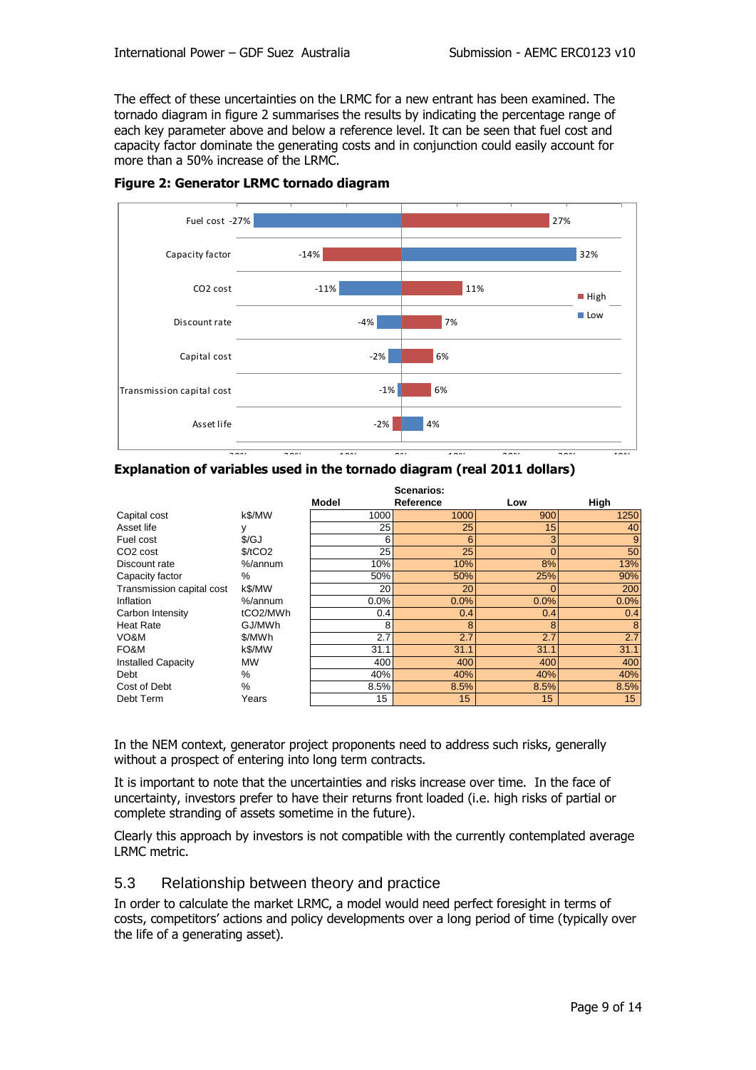The effect of these uncertainties on the LRMC for a new entrant has been examined. The tornado diagram in figure 2 summarises the results by indicating the percentage range of each key parameter above and below a reference level. It can be seen that fuel cost and capacity factor dominate the generating costs and in conjunction could easily account for more than a 50% increase of the LRMC.

**Figure 2: Generator LRMC tornado diagram**

| Parameter | Low | High |
|---|---|---|
| Fuel cost | -27% | 27% |
| Capacity factor | 32% | -14% |
| CO2 cost | -11% | 11% |
| Discount rate | -4% | 7% |
| Capital cost | -2% | 6% |
| Transmission capital cost | -1% | 6% |
| Asset life | 4% | -2% |

**Explanation of variables used in the tornado diagram (real 2011 dollars)**

| | | Model | Scenarios: Reference | Low | High |
|---|---|---|---|---|---|
| Capital cost | k$/MW | 1000 | 1000 | 900 | 1250 |
| Asset life | y | 25 | 25 | 15 | 40 |
| Fuel cost | $/GJ | 6 | 6 | 3 | 9 |
| CO2 cost | $/tCO2 | 25 | 25 | 0 | 50 |
| Discount rate | %/annum | 10% | 10% | 8% | 13% |
| Capacity factor | % | 50% | 50% | 25% | 90% |
| Transmission capital cost | k$/MW | 20 | 20 | 0 | 200 |
| Inflation | %/annum | 0.0% | 0.0% | 0.0% | 0.0% |
| Carbon Intensity | tCO2/MWh | 0.4 | 0.4 | 0.4 | 0.4 |
| Heat Rate | GJ/MWh | 8 | 8 | 8 | 8 |
| VO&M | $/MWh | 2.7 | 2.7 | 2.7 | 2.7 |
| FO&M | k$/MW | 31.1 | 31.1 | 31.1 | 31.1 |
| Installed Capacity | MW | 400 | 400 | 400 | 400 |
| Debt | % | 40% | 40% | 40% | 40% |
| Cost of Debt | % | 8.5% | 8.5% | 8.5% | 8.5% |
| Debt Term | Years | 15 | 15 | 15 | 15 |

In the NEM context, generator project proponents need to address such risks, generally without a prospect of entering into long term contracts.

It is important to note that the uncertainties and risks increase over time. In the face of uncertainty, investors prefer to have their returns front loaded (i.e. high risks of partial or complete stranding of assets sometime in the future).

Clearly this approach by investors is not compatible with the currently contemplated average LRMC metric.

## 5.3 Relationship between theory and practice

In order to calculate the market LRMC, a model would need perfect foresight in terms of costs, competitors' actions and policy developments over a long period of time (typically over the life of a generating asset).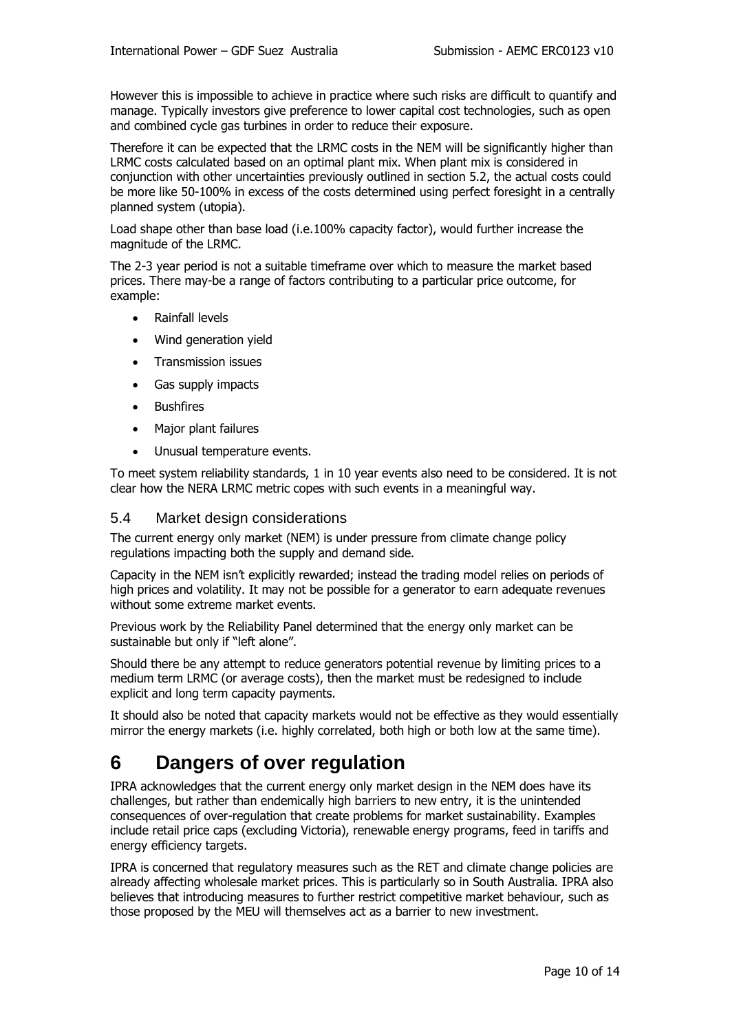However this is impossible to achieve in practice where such risks are difficult to quantify and manage. Typically investors give preference to lower capital cost technologies, such as open and combined cycle gas turbines in order to reduce their exposure.

Therefore it can be expected that the LRMC costs in the NEM will be significantly higher than LRMC costs calculated based on an optimal plant mix. When plant mix is considered in conjunction with other uncertainties previously outlined in section 5.2, the actual costs could be more like 50-100% in excess of the costs determined using perfect foresight in a centrally planned system (utopia).

Load shape other than base load (i.e.100% capacity factor), would further increase the magnitude of the LRMC.

The 2-3 year period is not a suitable timeframe over which to measure the market based prices. There may-be a range of factors contributing to a particular price outcome, for example:

- Rainfall levels
- Wind generation yield
- Transmission issues
- Gas supply impacts
- Bushfires
- Major plant failures
- Unusual temperature events.

To meet system reliability standards, 1 in 10 year events also need to be considered. It is not clear how the NERA LRMC metric copes with such events in a meaningful way.

### 5.4 Market design considerations

The current energy only market (NEM) is under pressure from climate change policy regulations impacting both the supply and demand side.

Capacity in the NEM isn't explicitly rewarded; instead the trading model relies on periods of high prices and volatility. It may not be possible for a generator to earn adequate revenues without some extreme market events.

Previous work by the Reliability Panel determined that the energy only market can be sustainable but only if "left alone".

Should there be any attempt to reduce generators potential revenue by limiting prices to a medium term LRMC (or average costs), then the market must be redesigned to include explicit and long term capacity payments.

It should also be noted that capacity markets would not be effective as they would essentially mirror the energy markets (i.e. highly correlated, both high or both low at the same time).

# 6 Dangers of over regulation

IPRA acknowledges that the current energy only market design in the NEM does have its challenges, but rather than endemically high barriers to new entry, it is the unintended consequences of over-regulation that create problems for market sustainability. Examples include retail price caps (excluding Victoria), renewable energy programs, feed in tariffs and energy efficiency targets.

IPRA is concerned that regulatory measures such as the RET and climate change policies are already affecting wholesale market prices. This is particularly so in South Australia. IPRA also believes that introducing measures to further restrict competitive market behaviour, such as those proposed by the MEU will themselves act as a barrier to new investment.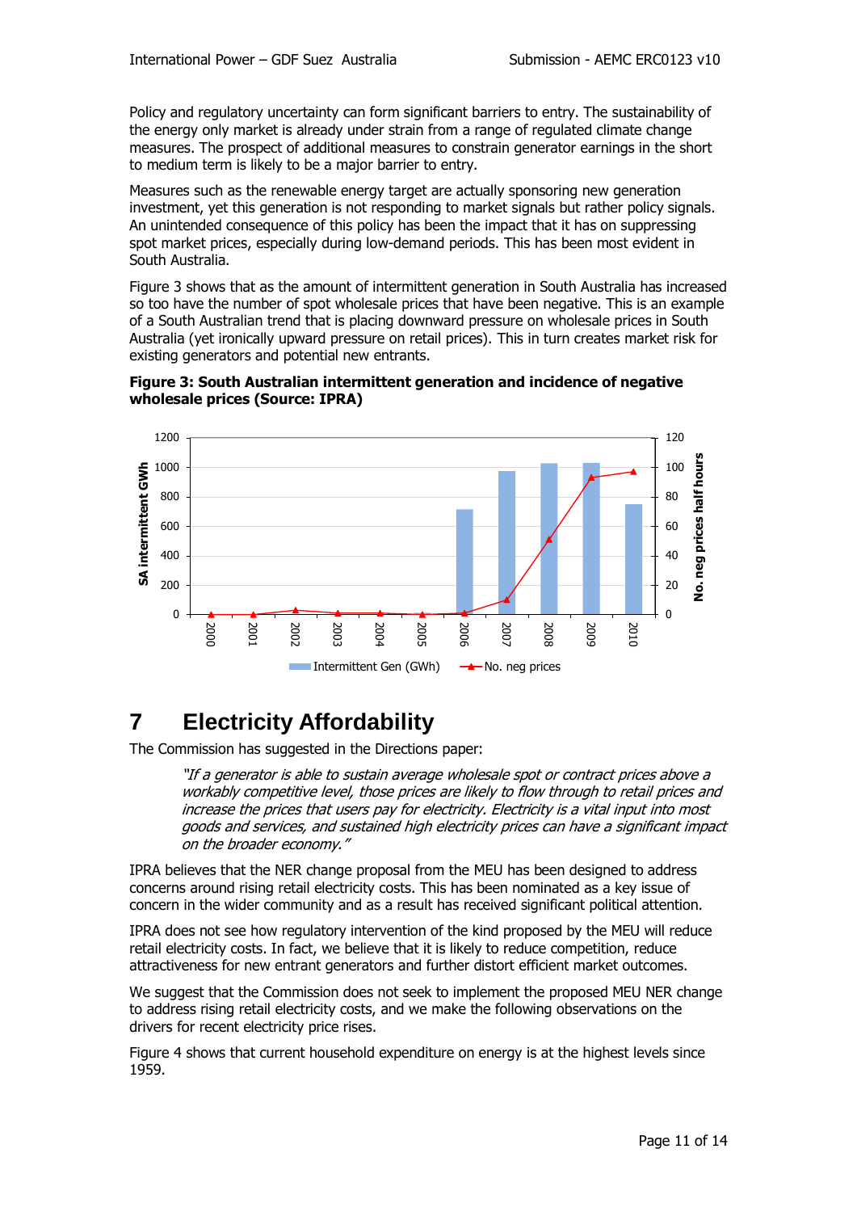Policy and regulatory uncertainty can form significant barriers to entry. The sustainability of the energy only market is already under strain from a range of regulated climate change measures. The prospect of additional measures to constrain generator earnings in the short to medium term is likely to be a major barrier to entry.

Measures such as the renewable energy target are actually sponsoring new generation investment, yet this generation is not responding to market signals but rather policy signals. An unintended consequence of this policy has been the impact that it has on suppressing spot market prices, especially during low-demand periods. This has been most evident in South Australia.

Figure 3 shows that as the amount of intermittent generation in South Australia has increased so too have the number of spot wholesale prices that have been negative. This is an example of a South Australian trend that is placing downward pressure on wholesale prices in South Australia (yet ironically upward pressure on retail prices). This in turn creates market risk for existing generators and potential new entrants.

**Figure 3: South Australian intermittent generation and incidence of negative wholesale prices (Source: IPRA)**

# 7 Electricity Affordability

The Commission has suggested in the Directions paper:

> *"If a generator is able to sustain average wholesale spot or contract prices above a workably competitive level, those prices are likely to flow through to retail prices and increase the prices that users pay for electricity. Electricity is a vital input into most goods and services, and sustained high electricity prices can have a significant impact on the broader economy."*

IPRA believes that the NER change proposal from the MEU has been designed to address concerns around rising retail electricity costs. This has been nominated as a key issue of concern in the wider community and as a result has received significant political attention.

IPRA does not see how regulatory intervention of the kind proposed by the MEU will reduce retail electricity costs. In fact, we believe that it is likely to reduce competition, reduce attractiveness for new entrant generators and further distort efficient market outcomes.

We suggest that the Commission does not seek to implement the proposed MEU NER change to address rising retail electricity costs, and we make the following observations on the drivers for recent electricity price rises.

Figure 4 shows that current household expenditure on energy is at the highest levels since 1959.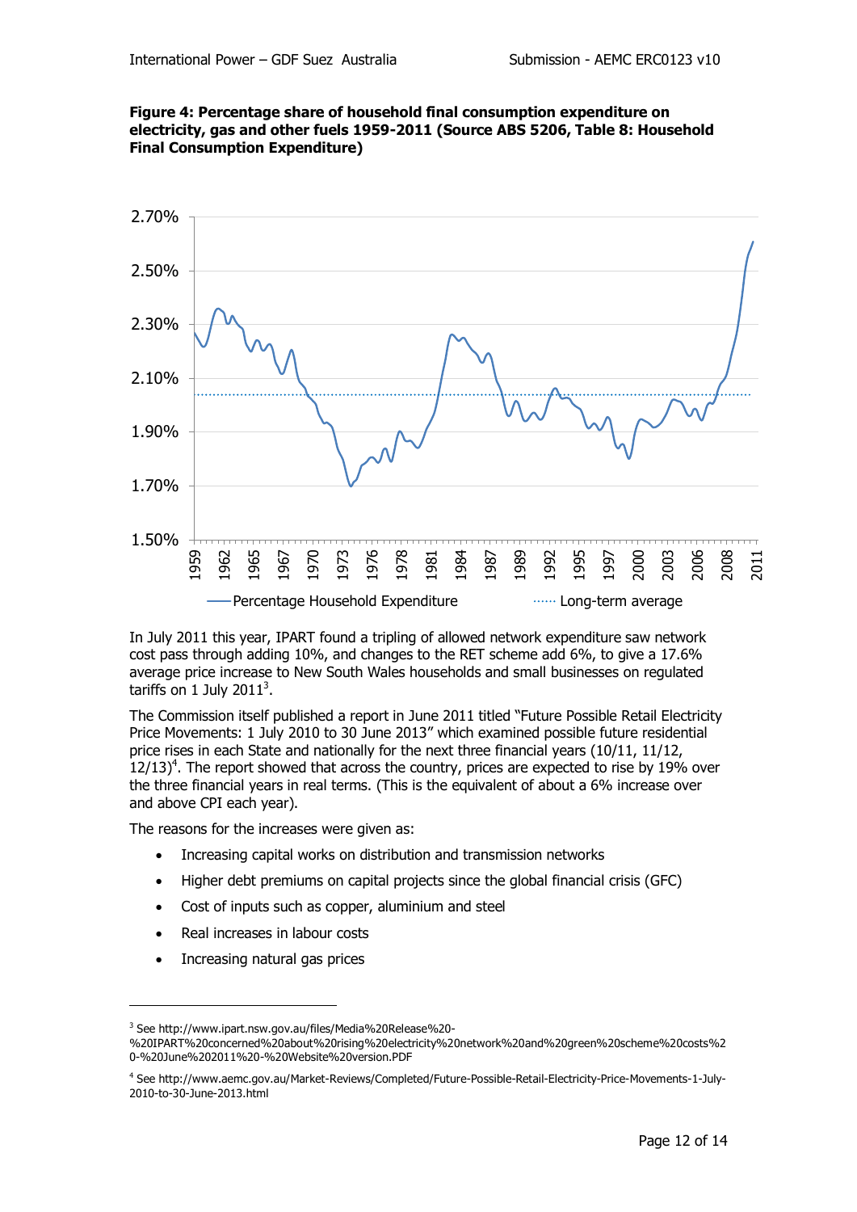**Figure 4: Percentage share of household final consumption expenditure on electricity, gas and other fuels 1959-2011 (Source ABS 5206, Table 8: Household Final Consumption Expenditure)**

In July 2011 this year, IPART found a tripling of allowed network expenditure saw network cost pass through adding 10%, and changes to the RET scheme add 6%, to give a 17.6% average price increase to New South Wales households and small businesses on regulated tariffs on 1 July 2011[3].

The Commission itself published a report in June 2011 titled "Future Possible Retail Electricity Price Movements: 1 July 2010 to 30 June 2013" which examined possible future residential price rises in each State and nationally for the next three financial years (10/11, 11/12, 12/13)[4]. The report showed that across the country, prices are expected to rise by 19% over the three financial years in real terms. (This is the equivalent of about a 6% increase over and above CPI each year).

The reasons for the increases were given as:

- Increasing capital works on distribution and transmission networks
- Higher debt premiums on capital projects since the global financial crisis (GFC)
- Cost of inputs such as copper, aluminium and steel
- Real increases in labour costs
- Increasing natural gas prices

---

[3] See http://www.ipart.nsw.gov.au/files/Media%20Release%20-%20IPART%20concerned%20about%20rising%20electricity%20network%20and%20green%20scheme%20costs%20-%20June%202011%20-%20Website%20version.PDF

[4] See http://www.aemc.gov.au/Market-Reviews/Completed/Future-Possible-Retail-Electricity-Price-Movements-1-July-2010-to-30-June-2013.html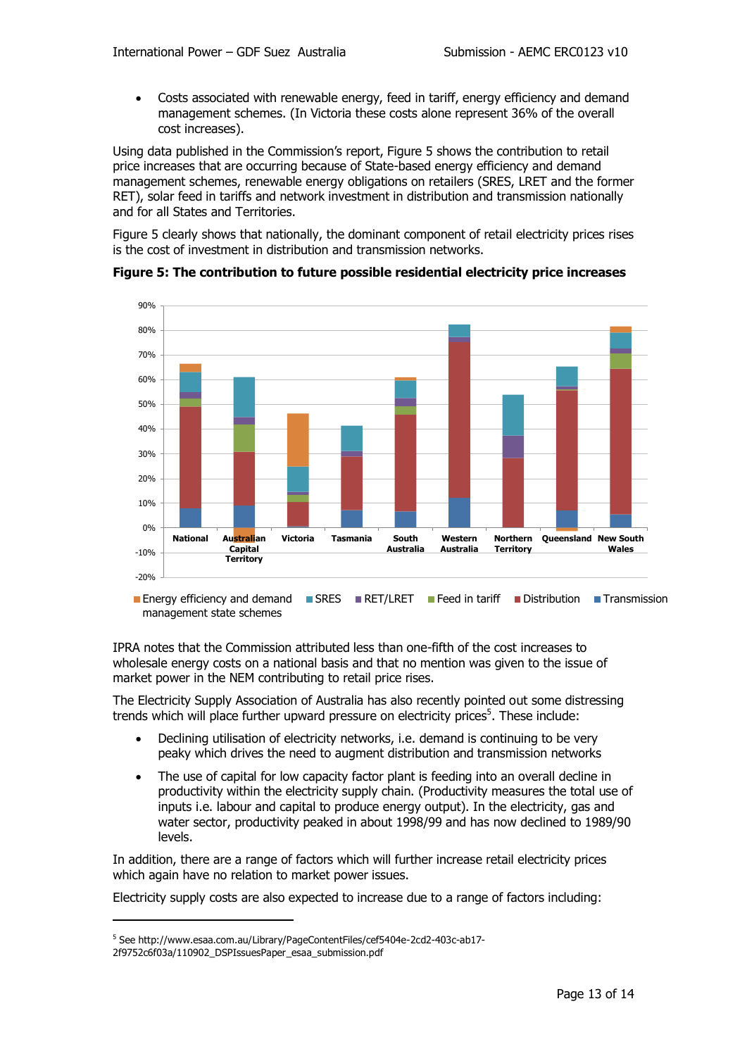- Costs associated with renewable energy, feed in tariff, energy efficiency and demand management schemes. (In Victoria these costs alone represent 36% of the overall cost increases).

Using data published in the Commission's report, Figure 5 shows the contribution to retail price increases that are occurring because of State-based energy efficiency and demand management schemes, renewable energy obligations on retailers (SRES, LRET and the former RET), solar feed in tariffs and network investment in distribution and transmission nationally and for all States and Territories.

Figure 5 clearly shows that nationally, the dominant component of retail electricity prices rises is the cost of investment in distribution and transmission networks.

**Figure 5: The contribution to future possible residential electricity price increases**

IPRA notes that the Commission attributed less than one-fifth of the cost increases to wholesale energy costs on a national basis and that no mention was given to the issue of market power in the NEM contributing to retail price rises.

The Electricity Supply Association of Australia has also recently pointed out some distressing trends which will place further upward pressure on electricity prices[5]. These include:

- Declining utilisation of electricity networks, i.e. demand is continuing to be very peaky which drives the need to augment distribution and transmission networks
- The use of capital for low capacity factor plant is feeding into an overall decline in productivity within the electricity supply chain. (Productivity measures the total use of inputs i.e. labour and capital to produce energy output). In the electricity, gas and water sector, productivity peaked in about 1998/99 and has now declined to 1989/90 levels.

In addition, there are a range of factors which will further increase retail electricity prices which again have no relation to market power issues.

Electricity supply costs are also expected to increase due to a range of factors including:

[5] See http://www.esaa.com.au/Library/PageContentFiles/cef5404e-2cd2-403c-ab17-2f9752c6f03a/110902_DSPIssuesPaper_esaa_submission.pdf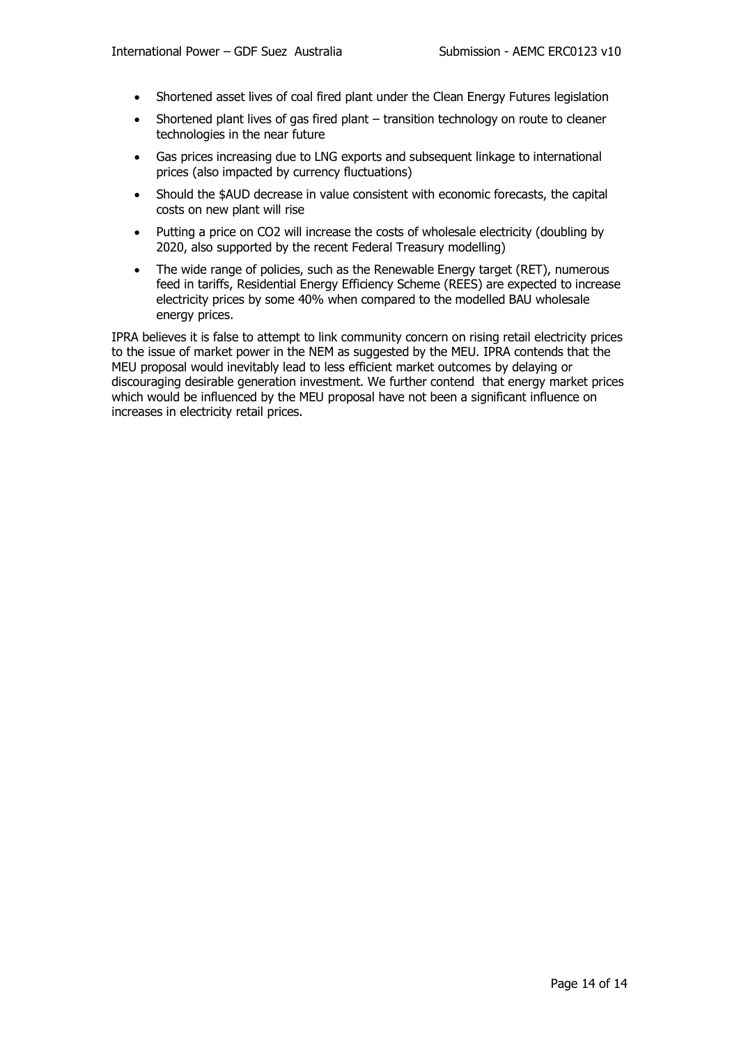- Shortened asset lives of coal fired plant under the Clean Energy Futures legislation
- Shortened plant lives of gas fired plant – transition technology on route to cleaner technologies in the near future
- Gas prices increasing due to LNG exports and subsequent linkage to international prices (also impacted by currency fluctuations)
- Should the $AUD decrease in value consistent with economic forecasts, the capital costs on new plant will rise
- Putting a price on CO2 will increase the costs of wholesale electricity (doubling by 2020, also supported by the recent Federal Treasury modelling)
- The wide range of policies, such as the Renewable Energy target (RET), numerous feed in tariffs, Residential Energy Efficiency Scheme (REES) are expected to increase electricity prices by some 40% when compared to the modelled BAU wholesale energy prices.

IPRA believes it is false to attempt to link community concern on rising retail electricity prices to the issue of market power in the NEM as suggested by the MEU. IPRA contends that the MEU proposal would inevitably lead to less efficient market outcomes by delaying or discouraging desirable generation investment. We further contend that energy market prices which would be influenced by the MEU proposal have not been a significant influence on increases in electricity retail prices.